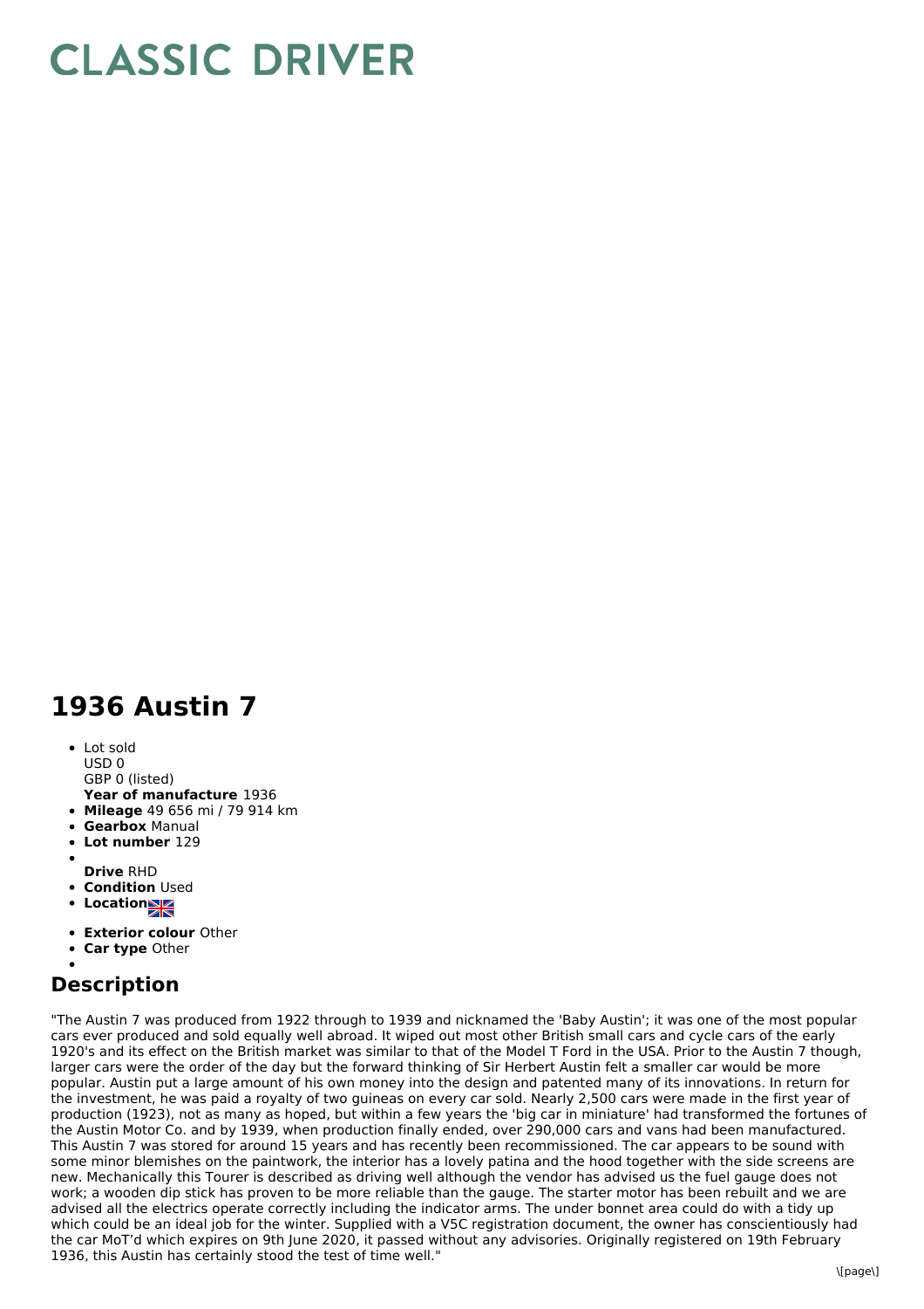# CLASSIC DRIVER

# 1936 Austin 7

- Lot sold
  USD 0
  GBP 0 (listed)
  **Year of manufacture** 1936
- **Mileage** 49 656 mi / 79 914 km
- **Gearbox** Manual
- **Lot number** 129
- **Drive** RHD
- **Condition** Used
- **Location**
- **Exterior colour** Other
- **Car type** Other

## Description

"The Austin 7 was produced from 1922 through to 1939 and nicknamed the 'Baby Austin'; it was one of the most popular cars ever produced and sold equally well abroad. It wiped out most other British small cars and cycle cars of the early 1920's and its effect on the British market was similar to that of the Model T Ford in the USA. Prior to the Austin 7 though, larger cars were the order of the day but the forward thinking of Sir Herbert Austin felt a smaller car would be more popular. Austin put a large amount of his own money into the design and patented many of its innovations. In return for the investment, he was paid a royalty of two guineas on every car sold. Nearly 2,500 cars were made in the first year of production (1923), not as many as hoped, but within a few years the 'big car in miniature' had transformed the fortunes of the Austin Motor Co. and by 1939, when production finally ended, over 290,000 cars and vans had been manufactured. This Austin 7 was stored for around 15 years and has recently been recommissioned. The car appears to be sound with some minor blemishes on the paintwork, the interior has a lovely patina and the hood together with the side screens are new. Mechanically this Tourer is described as driving well although the vendor has advised us the fuel gauge does not work; a wooden dip stick has proven to be more reliable than the gauge. The starter motor has been rebuilt and we are advised all the electrics operate correctly including the indicator arms. The under bonnet area could do with a tidy up which could be an ideal job for the winter. Supplied with a V5C registration document, the owner has conscientiously had the car MoT'd which expires on 9th June 2020, it passed without any advisories. Originally registered on 19th February 1936, this Austin has certainly stood the test of time well."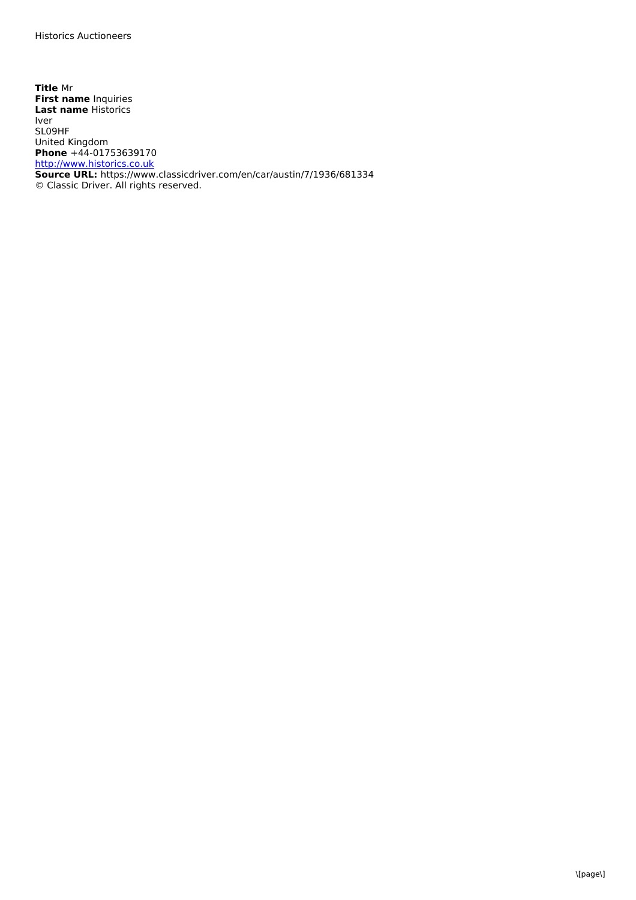Historics Auctioneers

**Title** Mr
**First name** Inquiries
**Last name** Historics
Iver
SL09HF
United Kingdom
**Phone** +44-01753639170
[http://www.historics.co.uk](http://www.historics.co.uk)
**Source URL:** https://www.classicdriver.com/en/car/austin/7/1936/681334
© Classic Driver. All rights reserved.